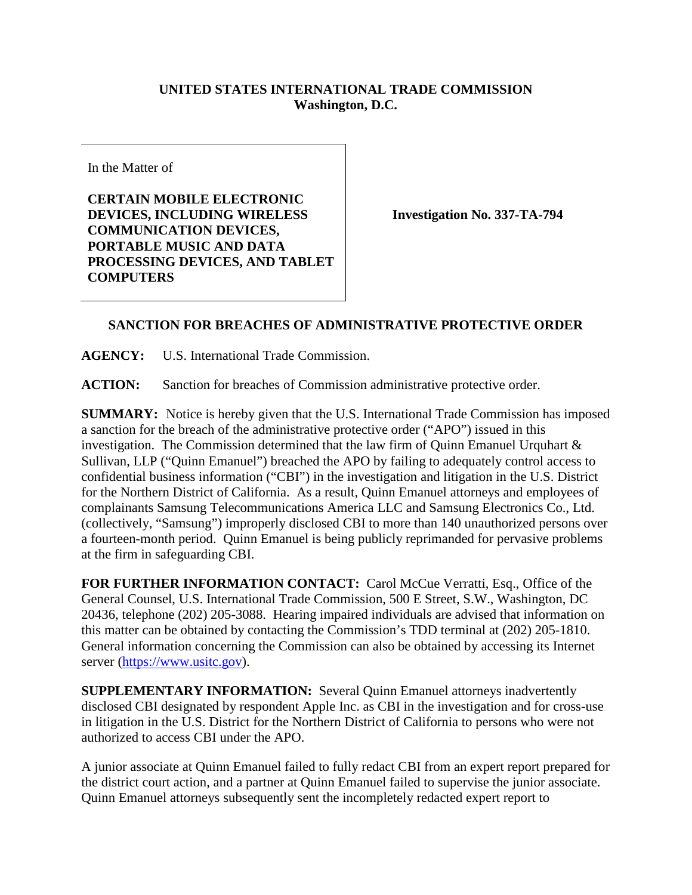**UNITED STATES INTERNATIONAL TRADE COMMISSION**
**Washington, D.C.**

In the Matter of

**CERTAIN MOBILE ELECTRONIC DEVICES, INCLUDING WIRELESS COMMUNICATION DEVICES, PORTABLE MUSIC AND DATA PROCESSING DEVICES, AND TABLET COMPUTERS**

**Investigation No. 337-TA-794**

## SANCTION FOR BREACHES OF ADMINISTRATIVE PROTECTIVE ORDER

**AGENCY:** U.S. International Trade Commission.

**ACTION:** Sanction for breaches of Commission administrative protective order.

**SUMMARY:** Notice is hereby given that the U.S. International Trade Commission has imposed a sanction for the breach of the administrative protective order ("APO") issued in this investigation. The Commission determined that the law firm of Quinn Emanuel Urquhart & Sullivan, LLP ("Quinn Emanuel") breached the APO by failing to adequately control access to confidential business information ("CBI") in the investigation and litigation in the U.S. District for the Northern District of California. As a result, Quinn Emanuel attorneys and employees of complainants Samsung Telecommunications America LLC and Samsung Electronics Co., Ltd. (collectively, "Samsung") improperly disclosed CBI to more than 140 unauthorized persons over a fourteen-month period. Quinn Emanuel is being publicly reprimanded for pervasive problems at the firm in safeguarding CBI.

**FOR FURTHER INFORMATION CONTACT:** Carol McCue Verratti, Esq., Office of the General Counsel, U.S. International Trade Commission, 500 E Street, S.W., Washington, DC 20436, telephone (202) 205-3088. Hearing impaired individuals are advised that information on this matter can be obtained by contacting the Commission's TDD terminal at (202) 205-1810. General information concerning the Commission can also be obtained by accessing its Internet server (https://www.usitc.gov).

**SUPPLEMENTARY INFORMATION:** Several Quinn Emanuel attorneys inadvertently disclosed CBI designated by respondent Apple Inc. as CBI in the investigation and for cross-use in litigation in the U.S. District for the Northern District of California to persons who were not authorized to access CBI under the APO.

A junior associate at Quinn Emanuel failed to fully redact CBI from an expert report prepared for the district court action, and a partner at Quinn Emanuel failed to supervise the junior associate. Quinn Emanuel attorneys subsequently sent the incompletely redacted expert report to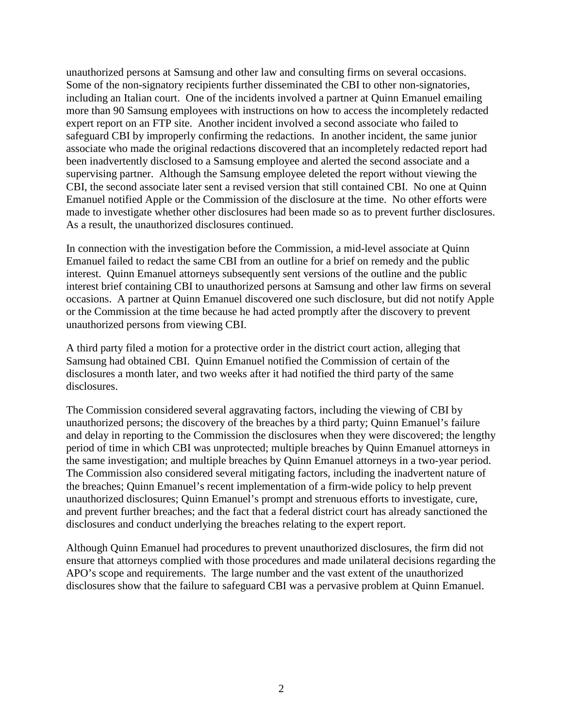unauthorized persons at Samsung and other law and consulting firms on several occasions. Some of the non-signatory recipients further disseminated the CBI to other non-signatories, including an Italian court. One of the incidents involved a partner at Quinn Emanuel emailing more than 90 Samsung employees with instructions on how to access the incompletely redacted expert report on an FTP site. Another incident involved a second associate who failed to safeguard CBI by improperly confirming the redactions. In another incident, the same junior associate who made the original redactions discovered that an incompletely redacted report had been inadvertently disclosed to a Samsung employee and alerted the second associate and a supervising partner. Although the Samsung employee deleted the report without viewing the CBI, the second associate later sent a revised version that still contained CBI. No one at Quinn Emanuel notified Apple or the Commission of the disclosure at the time. No other efforts were made to investigate whether other disclosures had been made so as to prevent further disclosures. As a result, the unauthorized disclosures continued.

In connection with the investigation before the Commission, a mid-level associate at Quinn Emanuel failed to redact the same CBI from an outline for a brief on remedy and the public interest. Quinn Emanuel attorneys subsequently sent versions of the outline and the public interest brief containing CBI to unauthorized persons at Samsung and other law firms on several occasions. A partner at Quinn Emanuel discovered one such disclosure, but did not notify Apple or the Commission at the time because he had acted promptly after the discovery to prevent unauthorized persons from viewing CBI.

A third party filed a motion for a protective order in the district court action, alleging that Samsung had obtained CBI. Quinn Emanuel notified the Commission of certain of the disclosures a month later, and two weeks after it had notified the third party of the same disclosures.

The Commission considered several aggravating factors, including the viewing of CBI by unauthorized persons; the discovery of the breaches by a third party; Quinn Emanuel's failure and delay in reporting to the Commission the disclosures when they were discovered; the lengthy period of time in which CBI was unprotected; multiple breaches by Quinn Emanuel attorneys in the same investigation; and multiple breaches by Quinn Emanuel attorneys in a two-year period. The Commission also considered several mitigating factors, including the inadvertent nature of the breaches; Quinn Emanuel's recent implementation of a firm-wide policy to help prevent unauthorized disclosures; Quinn Emanuel's prompt and strenuous efforts to investigate, cure, and prevent further breaches; and the fact that a federal district court has already sanctioned the disclosures and conduct underlying the breaches relating to the expert report.

Although Quinn Emanuel had procedures to prevent unauthorized disclosures, the firm did not ensure that attorneys complied with those procedures and made unilateral decisions regarding the APO's scope and requirements. The large number and the vast extent of the unauthorized disclosures show that the failure to safeguard CBI was a pervasive problem at Quinn Emanuel.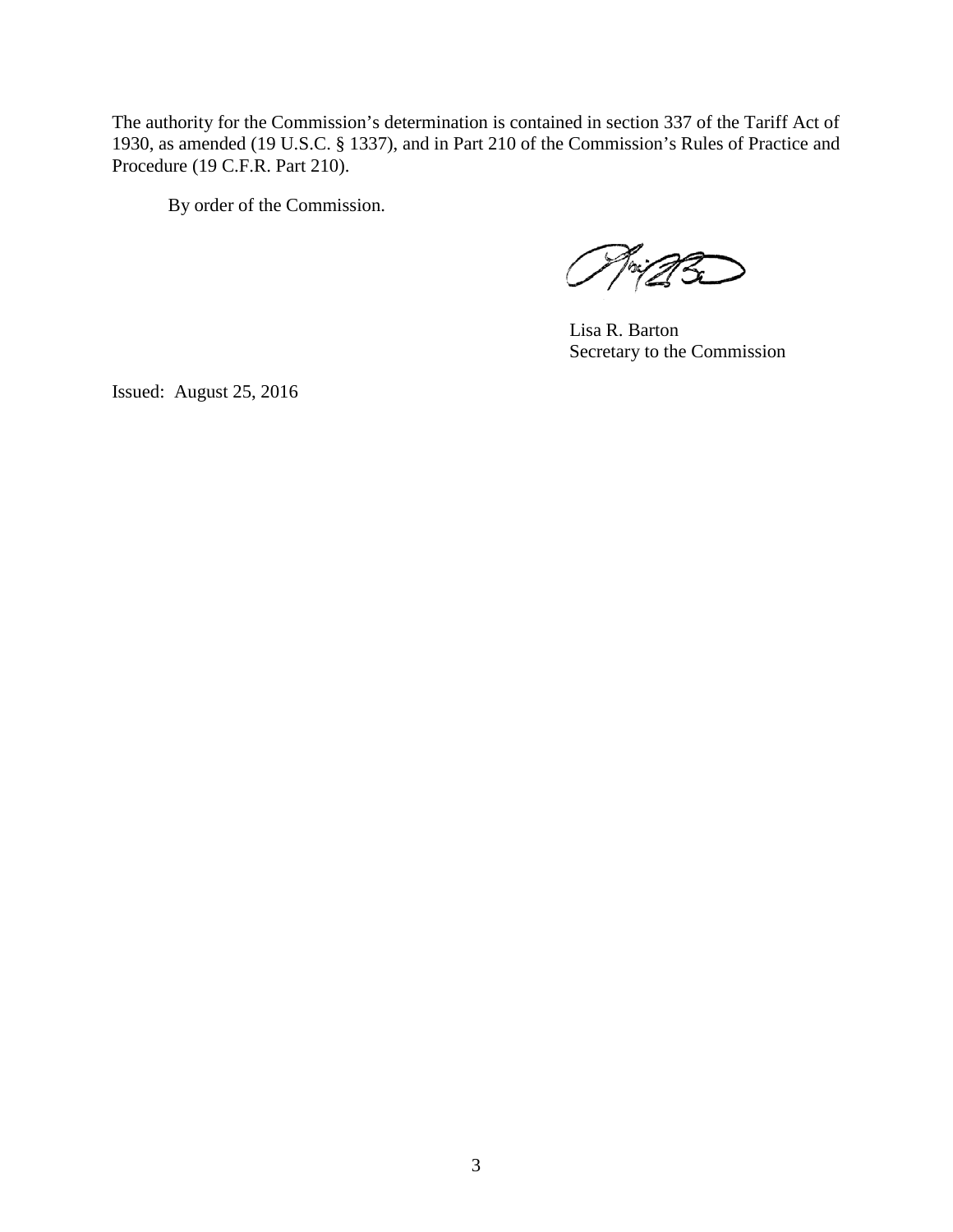The authority for the Commission's determination is contained in section 337 of the Tariff Act of 1930, as amended (19 U.S.C. § 1337), and in Part 210 of the Commission's Rules of Practice and Procedure (19 C.F.R. Part 210).

By order of the Commission.

Lisa R. Barton
Secretary to the Commission

Issued: August 25, 2016